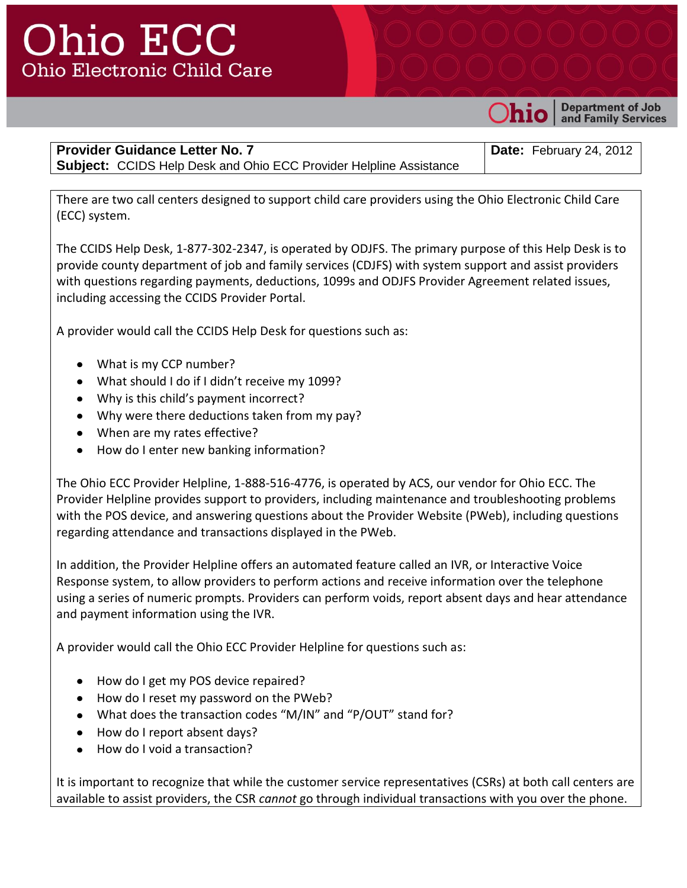# Ohio ECC

Ohio Electronic Child Care

Ohio | Department of Job and Family Services

| **Provider Guidance Letter No. 7** **Subject:** CCIDS Help Desk and Ohio ECC Provider Helpline Assistance | **Date:** February 24, 2012 |
|---|---|

There are two call centers designed to support child care providers using the Ohio Electronic Child Care (ECC) system.

The CCIDS Help Desk, 1-877-302-2347, is operated by ODJFS. The primary purpose of this Help Desk is to provide county department of job and family services (CDJFS) with system support and assist providers with questions regarding payments, deductions, 1099s and ODJFS Provider Agreement related issues, including accessing the CCIDS Provider Portal.

A provider would call the CCIDS Help Desk for questions such as:

- What is my CCP number?
- What should I do if I didn't receive my 1099?
- Why is this child's payment incorrect?
- Why were there deductions taken from my pay?
- When are my rates effective?
- How do I enter new banking information?

The Ohio ECC Provider Helpline, 1-888-516-4776, is operated by ACS, our vendor for Ohio ECC. The Provider Helpline provides support to providers, including maintenance and troubleshooting problems with the POS device, and answering questions about the Provider Website (PWeb), including questions regarding attendance and transactions displayed in the PWeb.

In addition, the Provider Helpline offers an automated feature called an IVR, or Interactive Voice Response system, to allow providers to perform actions and receive information over the telephone using a series of numeric prompts. Providers can perform voids, report absent days and hear attendance and payment information using the IVR.

A provider would call the Ohio ECC Provider Helpline for questions such as:

- How do I get my POS device repaired?
- How do I reset my password on the PWeb?
- What does the transaction codes "M/IN" and "P/OUT" stand for?
- How do I report absent days?
- How do I void a transaction?

It is important to recognize that while the customer service representatives (CSRs) at both call centers are available to assist providers, the CSR *cannot* go through individual transactions with you over the phone.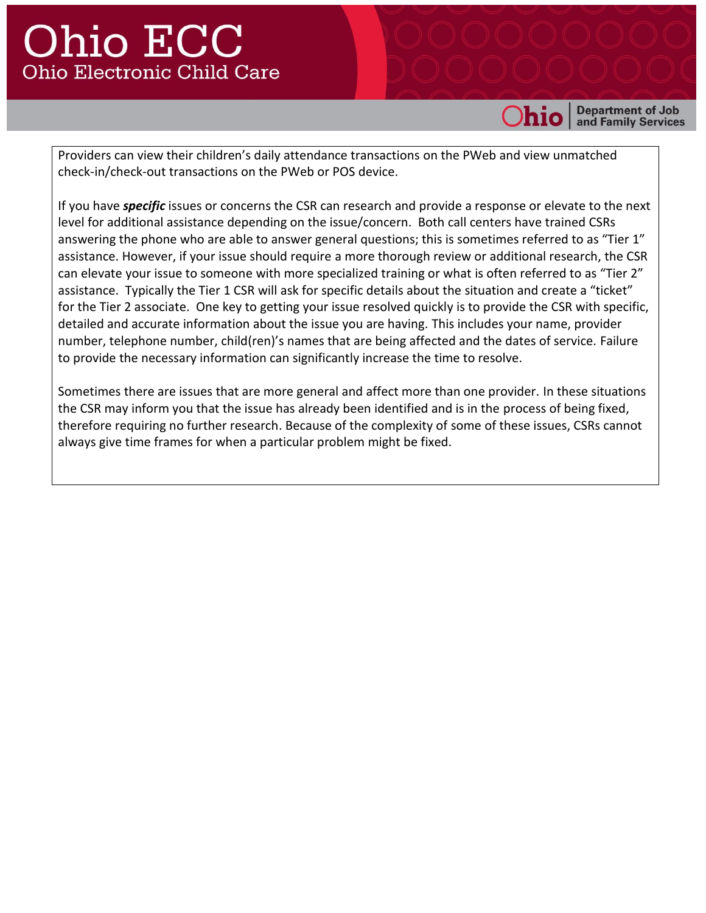Providers can view their children's daily attendance transactions on the PWeb and view unmatched check-in/check-out transactions on the PWeb or POS device.

If you have ***specific*** issues or concerns the CSR can research and provide a response or elevate to the next level for additional assistance depending on the issue/concern. Both call centers have trained CSRs answering the phone who are able to answer general questions; this is sometimes referred to as "Tier 1" assistance. However, if your issue should require a more thorough review or additional research, the CSR can elevate your issue to someone with more specialized training or what is often referred to as "Tier 2" assistance. Typically the Tier 1 CSR will ask for specific details about the situation and create a "ticket" for the Tier 2 associate. One key to getting your issue resolved quickly is to provide the CSR with specific, detailed and accurate information about the issue you are having. This includes your name, provider number, telephone number, child(ren)'s names that are being affected and the dates of service. Failure to provide the necessary information can significantly increase the time to resolve.

Sometimes there are issues that are more general and affect more than one provider. In these situations the CSR may inform you that the issue has already been identified and is in the process of being fixed, therefore requiring no further research. Because of the complexity of some of these issues, CSRs cannot always give time frames for when a particular problem might be fixed.